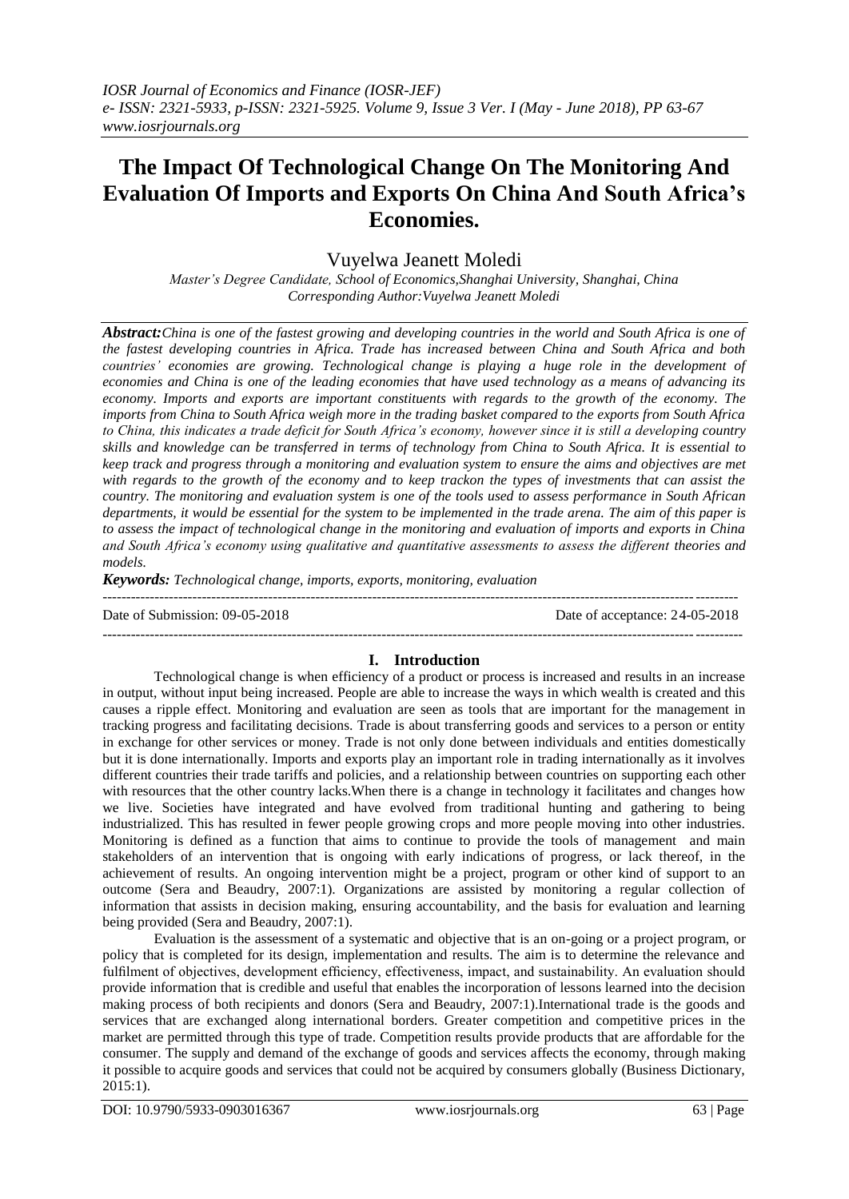# The Impact Of Technological Change On The Monitoring And Evaluation Of Imports and Exports On China And South Africa's Economies.

Vuyelwa Jeanett Moledi

*Master's Degree Candidate, School of Economics,Shanghai University, Shanghai, China*
*Corresponding Author:Vuyelwa Jeanett Moledi*

***Abstract:****China is one of the fastest growing and developing countries in the world and South Africa is one of the fastest developing countries in Africa. Trade has increased between China and South Africa and both countries' economies are growing. Technological change is playing a huge role in the development of economies and China is one of the leading economies that have used technology as a means of advancing its economy. Imports and exports are important constituents with regards to the growth of the economy. The imports from China to South Africa weigh more in the trading basket compared to the exports from South Africa to China, this indicates a trade deficit for South Africa's economy, however since it is still a developing country skills and knowledge can be transferred in terms of technology from China to South Africa. It is essential to keep track and progress through a monitoring and evaluation system to ensure the aims and objectives are met with regards to the growth of the economy and to keep trackon the types of investments that can assist the country. The monitoring and evaluation system is one of the tools used to assess performance in South African departments, it would be essential for the system to be implemented in the trade arena. The aim of this paper is to assess the impact of technological change in the monitoring and evaluation of imports and exports in China and South Africa's economy using qualitative and quantitative assessments to assess the different theories and models.*

***Keywords:*** *Technological change, imports, exports, monitoring, evaluation*

---

Date of Submission: 09-05-2018 | Date of acceptance: 24-05-2018

---

## I. Introduction

Technological change is when efficiency of a product or process is increased and results in an increase in output, without input being increased. People are able to increase the ways in which wealth is created and this causes a ripple effect. Monitoring and evaluation are seen as tools that are important for the management in tracking progress and facilitating decisions. Trade is about transferring goods and services to a person or entity in exchange for other services or money. Trade is not only done between individuals and entities domestically but it is done internationally. Imports and exports play an important role in trading internationally as it involves different countries their trade tariffs and policies, and a relationship between countries on supporting each other with resources that the other country lacks.When there is a change in technology it facilitates and changes how we live. Societies have integrated and have evolved from traditional hunting and gathering to being industrialized. This has resulted in fewer people growing crops and more people moving into other industries. Monitoring is defined as a function that aims to continue to provide the tools of management and main stakeholders of an intervention that is ongoing with early indications of progress, or lack thereof, in the achievement of results. An ongoing intervention might be a project, program or other kind of support to an outcome (Sera and Beaudry, 2007:1). Organizations are assisted by monitoring a regular collection of information that assists in decision making, ensuring accountability, and the basis for evaluation and learning being provided (Sera and Beaudry, 2007:1).

Evaluation is the assessment of a systematic and objective that is an on-going or a project program, or policy that is completed for its design, implementation and results. The aim is to determine the relevance and fulfilment of objectives, development efficiency, effectiveness, impact, and sustainability. An evaluation should provide information that is credible and useful that enables the incorporation of lessons learned into the decision making process of both recipients and donors (Sera and Beaudry, 2007:1).International trade is the goods and services that are exchanged along international borders. Greater competition and competitive prices in the market are permitted through this type of trade. Competition results provide products that are affordable for the consumer. The supply and demand of the exchange of goods and services affects the economy, through making it possible to acquire goods and services that could not be acquired by consumers globally (Business Dictionary, 2015:1).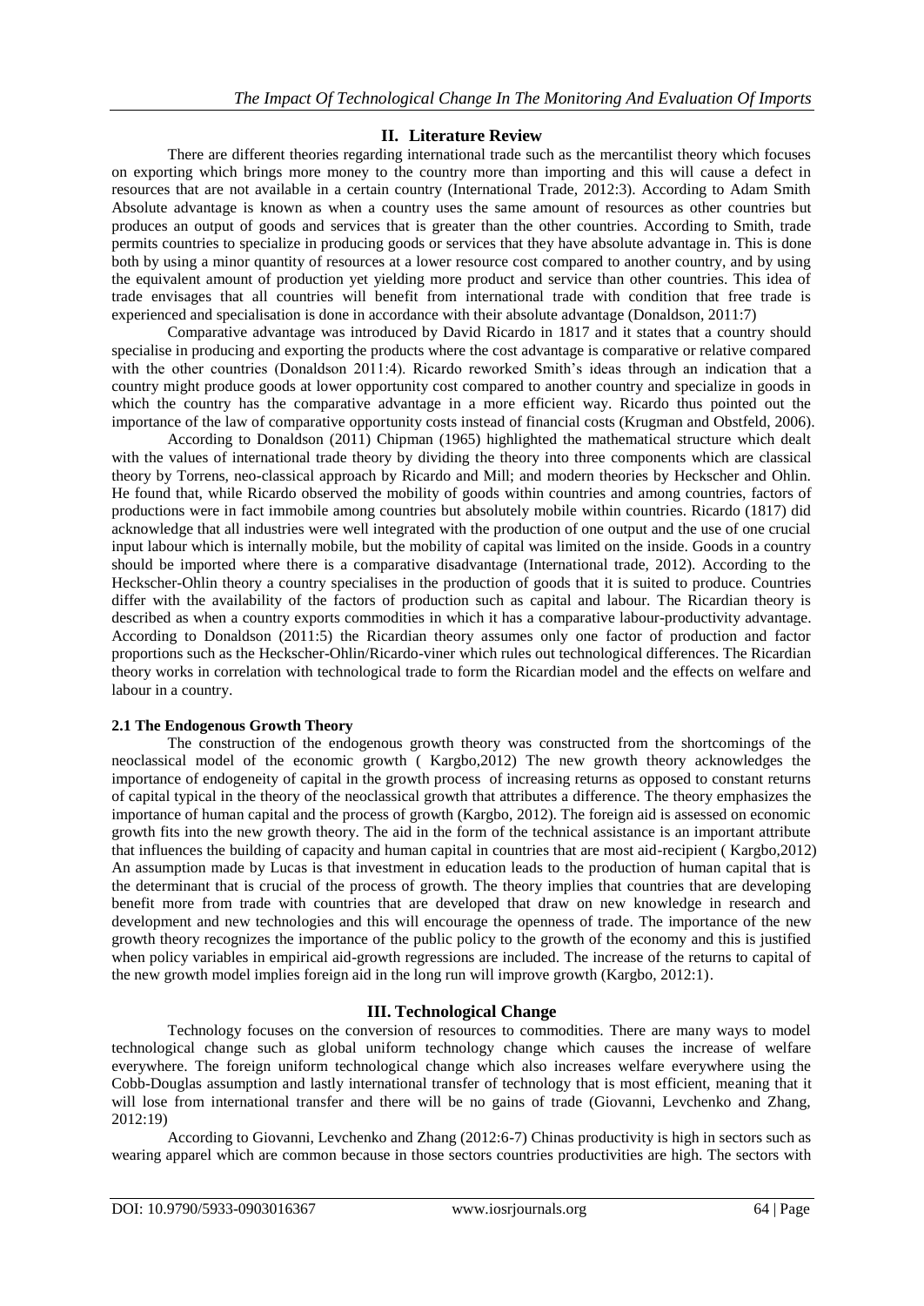## II. Literature Review

There are different theories regarding international trade such as the mercantilist theory which focuses on exporting which brings more money to the country more than importing and this will cause a defect in resources that are not available in a certain country (International Trade, 2012:3). According to Adam Smith Absolute advantage is known as when a country uses the same amount of resources as other countries but produces an output of goods and services that is greater than the other countries. According to Smith, trade permits countries to specialize in producing goods or services that they have absolute advantage in. This is done both by using a minor quantity of resources at a lower resource cost compared to another country, and by using the equivalent amount of production yet yielding more product and service than other countries. This idea of trade envisages that all countries will benefit from international trade with condition that free trade is experienced and specialisation is done in accordance with their absolute advantage (Donaldson, 2011:7)

Comparative advantage was introduced by David Ricardo in 1817 and it states that a country should specialise in producing and exporting the products where the cost advantage is comparative or relative compared with the other countries (Donaldson 2011:4). Ricardo reworked Smith's ideas through an indication that a country might produce goods at lower opportunity cost compared to another country and specialize in goods in which the country has the comparative advantage in a more efficient way. Ricardo thus pointed out the importance of the law of comparative opportunity costs instead of financial costs (Krugman and Obstfeld, 2006).

According to Donaldson (2011) Chipman (1965) highlighted the mathematical structure which dealt with the values of international trade theory by dividing the theory into three components which are classical theory by Torrens, neo-classical approach by Ricardo and Mill; and modern theories by Heckscher and Ohlin. He found that, while Ricardo observed the mobility of goods within countries and among countries, factors of productions were in fact immobile among countries but absolutely mobile within countries. Ricardo (1817) did acknowledge that all industries were well integrated with the production of one output and the use of one crucial input labour which is internally mobile, but the mobility of capital was limited on the inside. Goods in a country should be imported where there is a comparative disadvantage (International trade, 2012). According to the Heckscher-Ohlin theory a country specialises in the production of goods that it is suited to produce. Countries differ with the availability of the factors of production such as capital and labour. The Ricardian theory is described as when a country exports commodities in which it has a comparative labour-productivity advantage. According to Donaldson (2011:5) the Ricardian theory assumes only one factor of production and factor proportions such as the Heckscher-Ohlin/Ricardo-viner which rules out technological differences. The Ricardian theory works in correlation with technological trade to form the Ricardian model and the effects on welfare and labour in a country.

### 2.1 The Endogenous Growth Theory

The construction of the endogenous growth theory was constructed from the shortcomings of the neoclassical model of the economic growth ( Kargbo,2012) The new growth theory acknowledges the importance of endogeneity of capital in the growth process of increasing returns as opposed to constant returns of capital typical in the theory of the neoclassical growth that attributes a difference. The theory emphasizes the importance of human capital and the process of growth (Kargbo, 2012). The foreign aid is assessed on economic growth fits into the new growth theory. The aid in the form of the technical assistance is an important attribute that influences the building of capacity and human capital in countries that are most aid-recipient ( Kargbo,2012) An assumption made by Lucas is that investment in education leads to the production of human capital that is the determinant that is crucial of the process of growth. The theory implies that countries that are developing benefit more from trade with countries that are developed that draw on new knowledge in research and development and new technologies and this will encourage the openness of trade. The importance of the new growth theory recognizes the importance of the public policy to the growth of the economy and this is justified when policy variables in empirical aid-growth regressions are included. The increase of the returns to capital of the new growth model implies foreign aid in the long run will improve growth (Kargbo, 2012:1).

## III. Technological Change

Technology focuses on the conversion of resources to commodities. There are many ways to model technological change such as global uniform technology change which causes the increase of welfare everywhere. The foreign uniform technological change which also increases welfare everywhere using the Cobb-Douglas assumption and lastly international transfer of technology that is most efficient, meaning that it will lose from international transfer and there will be no gains of trade (Giovanni, Levchenko and Zhang, 2012:19)

According to Giovanni, Levchenko and Zhang (2012:6-7) Chinas productivity is high in sectors such as wearing apparel which are common because in those sectors countries productivities are high. The sectors with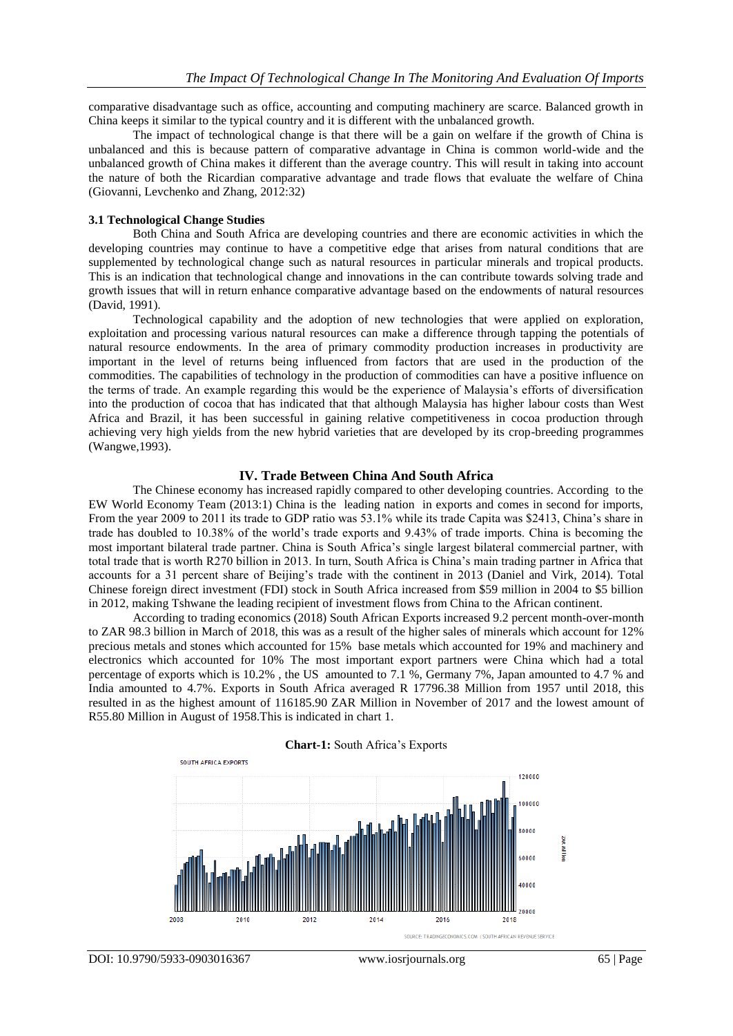comparative disadvantage such as office, accounting and computing machinery are scarce. Balanced growth in China keeps it similar to the typical country and it is different with the unbalanced growth.

The impact of technological change is that there will be a gain on welfare if the growth of China is unbalanced and this is because pattern of comparative advantage in China is common world-wide and the unbalanced growth of China makes it different than the average country. This will result in taking into account the nature of both the Ricardian comparative advantage and trade flows that evaluate the welfare of China (Giovanni, Levchenko and Zhang, 2012:32)

### 3.1 Technological Change Studies

Both China and South Africa are developing countries and there are economic activities in which the developing countries may continue to have a competitive edge that arises from natural conditions that are supplemented by technological change such as natural resources in particular minerals and tropical products. This is an indication that technological change and innovations in the can contribute towards solving trade and growth issues that will in return enhance comparative advantage based on the endowments of natural resources (David, 1991).

Technological capability and the adoption of new technologies that were applied on exploration, exploitation and processing various natural resources can make a difference through tapping the potentials of natural resource endowments. In the area of primary commodity production increases in productivity are important in the level of returns being influenced from factors that are used in the production of the commodities. The capabilities of technology in the production of commodities can have a positive influence on the terms of trade. An example regarding this would be the experience of Malaysia's efforts of diversification into the production of cocoa that has indicated that that although Malaysia has higher labour costs than West Africa and Brazil, it has been successful in gaining relative competitiveness in cocoa production through achieving very high yields from the new hybrid varieties that are developed by its crop-breeding programmes (Wangwe,1993).

## IV. Trade Between China And South Africa

The Chinese economy has increased rapidly compared to other developing countries. According to the EW World Economy Team (2013:1) China is the leading nation in exports and comes in second for imports, From the year 2009 to 2011 its trade to GDP ratio was 53.1% while its trade Capita was $2413, China's share in trade has doubled to 10.38% of the world's trade exports and 9.43% of trade imports. China is becoming the most important bilateral trade partner. China is South Africa's single largest bilateral commercial partner, with total trade that is worth R270 billion in 2013. In turn, South Africa is China's main trading partner in Africa that accounts for a 31 percent share of Beijing's trade with the continent in 2013 (Daniel and Virk, 2014). Total Chinese foreign direct investment (FDI) stock in South Africa increased from $59 million in 2004 to $5 billion in 2012, making Tshwane the leading recipient of investment flows from China to the African continent.

According to trading economics (2018) South African Exports increased 9.2 percent month-over-month to ZAR 98.3 billion in March of 2018, this was as a result of the higher sales of minerals which account for 12% precious metals and stones which accounted for 15% base metals which accounted for 19% and machinery and electronics which accounted for 10% The most important export partners were China which had a total percentage of exports which is 10.2% , the US amounted to 7.1 %, Germany 7%, Japan amounted to 4.7 % and India amounted to 4.7%. Exports in South Africa averaged R 17796.38 Million from 1957 until 2018, this resulted in as the highest amount of 116185.90 ZAR Million in November of 2017 and the lowest amount of R55.80 Million in August of 1958.This is indicated in chart 1.

**Chart-1:** South Africa's Exports

SOUTH AFRICA EXPORTS

SOURCE: TRADINGECONOMICS.COM | SOUTH AFRICAN REVENUE SERVICE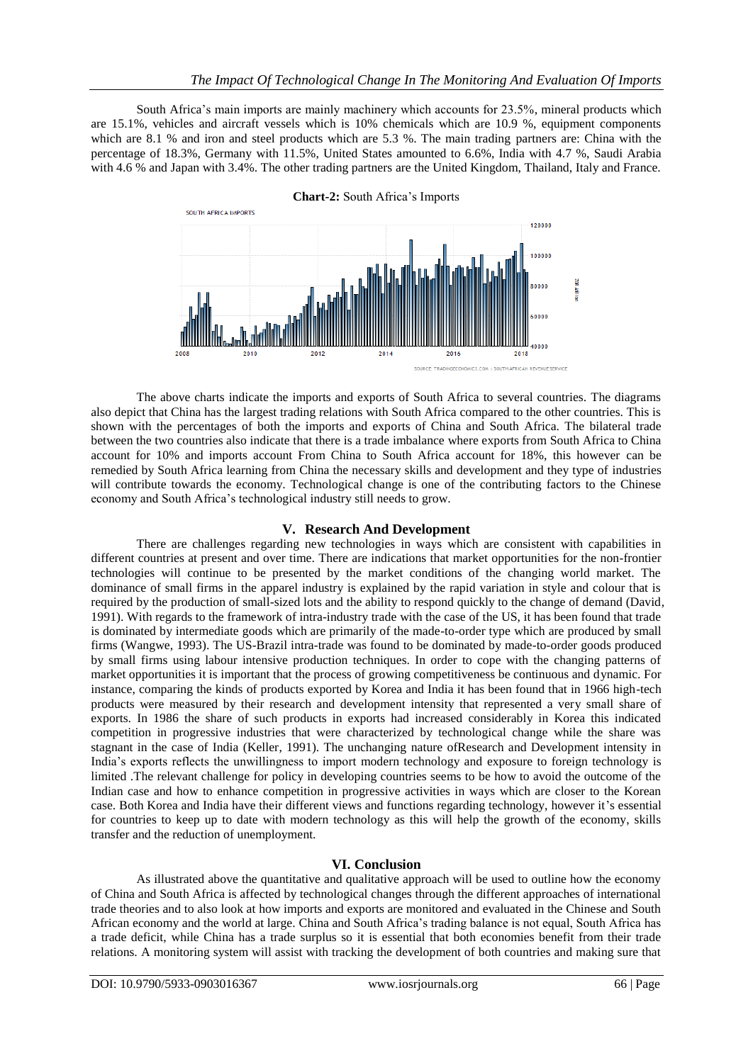South Africa's main imports are mainly machinery which accounts for 23.5%, mineral products which are 15.1%, vehicles and aircraft vessels which is 10% chemicals which are 10.9 %, equipment components which are 8.1 % and iron and steel products which are 5.3 %. The main trading partners are: China with the percentage of 18.3%, Germany with 11.5%, United States amounted to 6.6%, India with 4.7 %, Saudi Arabia with 4.6 % and Japan with 3.4%. The other trading partners are the United Kingdom, Thailand, Italy and France.

**Chart-2:** South Africa's Imports

The above charts indicate the imports and exports of South Africa to several countries. The diagrams also depict that China has the largest trading relations with South Africa compared to the other countries. This is shown with the percentages of both the imports and exports of China and South Africa. The bilateral trade between the two countries also indicate that there is a trade imbalance where exports from South Africa to China account for 10% and imports account From China to South Africa account for 18%, this however can be remedied by South Africa learning from China the necessary skills and development and they type of industries will contribute towards the economy. Technological change is one of the contributing factors to the Chinese economy and South Africa's technological industry still needs to grow.

## V. Research And Development

There are challenges regarding new technologies in ways which are consistent with capabilities in different countries at present and over time. There are indications that market opportunities for the non-frontier technologies will continue to be presented by the market conditions of the changing world market. The dominance of small firms in the apparel industry is explained by the rapid variation in style and colour that is required by the production of small-sized lots and the ability to respond quickly to the change of demand (David, 1991). With regards to the framework of intra-industry trade with the case of the US, it has been found that trade is dominated by intermediate goods which are primarily of the made-to-order type which are produced by small firms (Wangwe, 1993). The US-Brazil intra-trade was found to be dominated by made-to-order goods produced by small firms using labour intensive production techniques. In order to cope with the changing patterns of market opportunities it is important that the process of growing competitiveness be continuous and dynamic. For instance, comparing the kinds of products exported by Korea and India it has been found that in 1966 high-tech products were measured by their research and development intensity that represented a very small share of exports. In 1986 the share of such products in exports had increased considerably in Korea this indicated competition in progressive industries that were characterized by technological change while the share was stagnant in the case of India (Keller, 1991). The unchanging nature ofResearch and Development intensity in India's exports reflects the unwillingness to import modern technology and exposure to foreign technology is limited .The relevant challenge for policy in developing countries seems to be how to avoid the outcome of the Indian case and how to enhance competition in progressive activities in ways which are closer to the Korean case. Both Korea and India have their different views and functions regarding technology, however it's essential for countries to keep up to date with modern technology as this will help the growth of the economy, skills transfer and the reduction of unemployment.

## VI. Conclusion

As illustrated above the quantitative and qualitative approach will be used to outline how the economy of China and South Africa is affected by technological changes through the different approaches of international trade theories and to also look at how imports and exports are monitored and evaluated in the Chinese and South African economy and the world at large. China and South Africa's trading balance is not equal, South Africa has a trade deficit, while China has a trade surplus so it is essential that both economies benefit from their trade relations. A monitoring system will assist with tracking the development of both countries and making sure that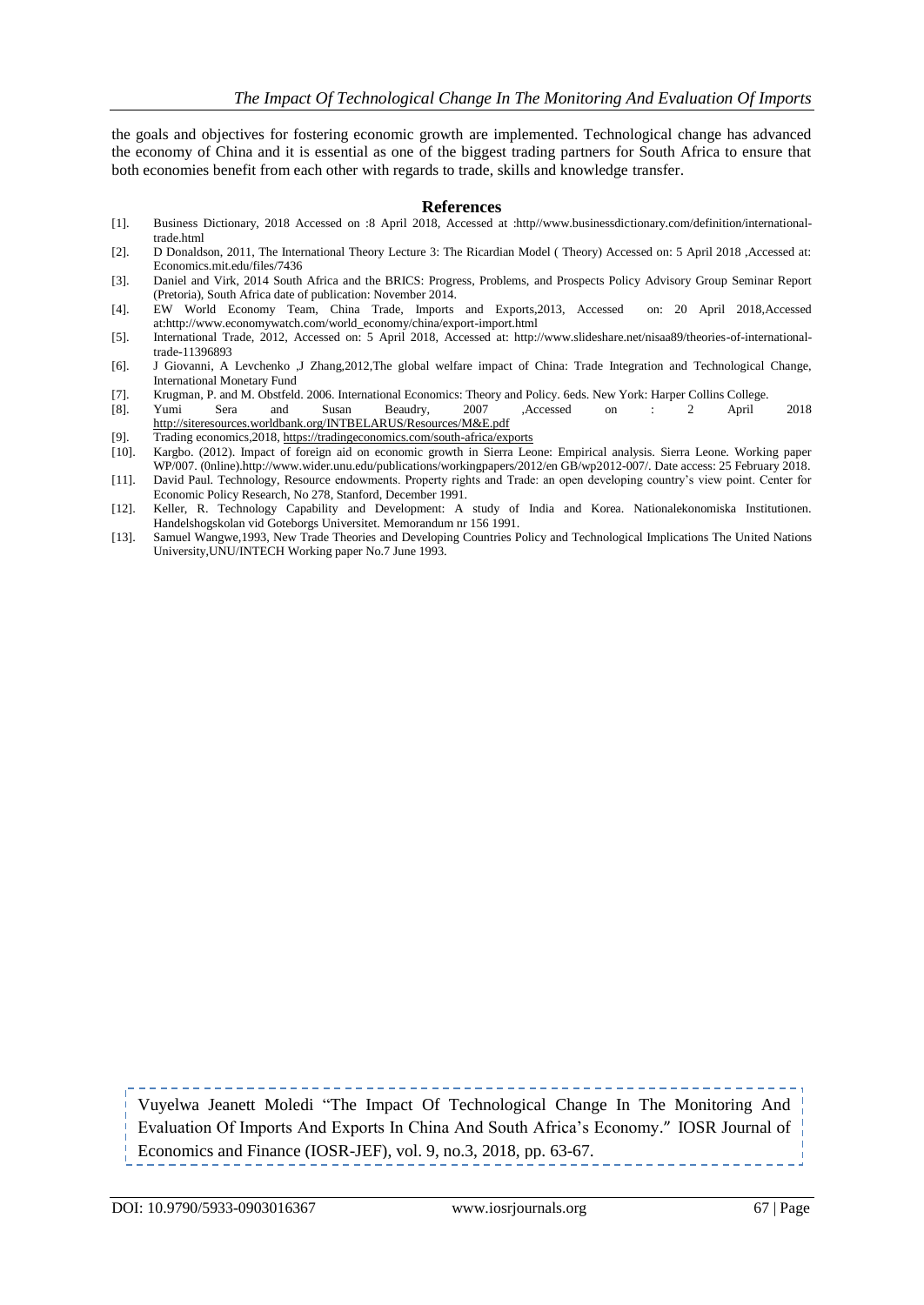the goals and objectives for fostering economic growth are implemented. Technological change has advanced the economy of China and it is essential as one of the biggest trading partners for South Africa to ensure that both economies benefit from each other with regards to trade, skills and knowledge transfer.

## References

[1]. Business Dictionary, 2018 Accessed on :8 April 2018, Accessed at :http//www.businessdictionary.com/definition/international-trade.html

[2]. D Donaldson, 2011, The International Theory Lecture 3: The Ricardian Model ( Theory) Accessed on: 5 April 2018 ,Accessed at: Economics.mit.edu/files/7436

[3]. Daniel and Virk, 2014 South Africa and the BRICS: Progress, Problems, and Prospects Policy Advisory Group Seminar Report (Pretoria), South Africa date of publication: November 2014.

[4]. EW World Economy Team, China Trade, Imports and Exports,2013, Accessed on: 20 April 2018,Accessed at:http://www.economywatch.com/world_economy/china/export-import.html

[5]. International Trade, 2012, Accessed on: 5 April 2018, Accessed at: http://www.slideshare.net/nisaa89/theories-of-international-trade-11396893

[6]. J Giovanni, A Levchenko ,J Zhang,2012,The global welfare impact of China: Trade Integration and Technological Change, International Monetary Fund

[7]. Krugman, P. and M. Obstfeld. 2006. International Economics: Theory and Policy. 6eds. New York: Harper Collins College.

[8]. Yumi Sera and Susan Beaudry, 2007 ,Accessed on : 2 April 2018 http://siteresources.worldbank.org/INTBELARUS/Resources/M&E.pdf

[9]. Trading economics,2018, https://tradingeconomics.com/south-africa/exports

[10]. Kargbo. (2012). Impact of foreign aid on economic growth in Sierra Leone: Empirical analysis. Sierra Leone. Working paper WP/007. (0nline).http://www.wider.unu.edu/publications/workingpapers/2012/en GB/wp2012-007/. Date access: 25 February 2018.

[11]. David Paul. Technology, Resource endowments. Property rights and Trade: an open developing country's view point. Center for Economic Policy Research, No 278, Stanford, December 1991.

[12]. Keller, R. Technology Capability and Development: A study of India and Korea. Nationalekonomiska Institutionen. Handelshogskolan vid Goteborgs Universitet. Memorandum nr 156 1991.

[13]. Samuel Wangwe,1993, New Trade Theories and Developing Countries Policy and Technological Implications The United Nations University,UNU/INTECH Working paper No.7 June 1993.

Vuyelwa Jeanett Moledi "The Impact Of Technological Change In The Monitoring And Evaluation Of Imports And Exports In China And South Africa's Economy." IOSR Journal of Economics and Finance (IOSR-JEF), vol. 9, no.3, 2018, pp. 63-67.